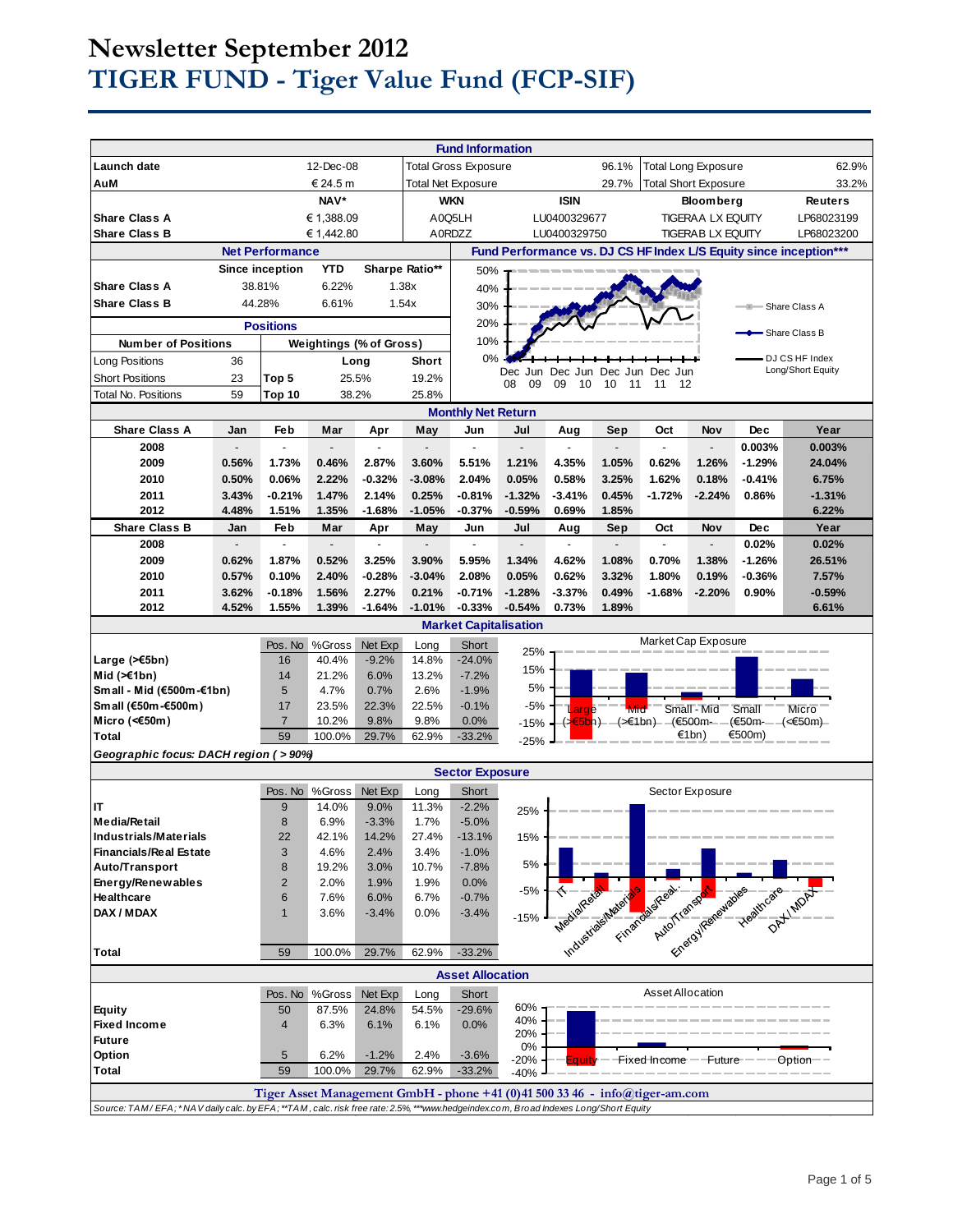# Newsletter September 2012

# TIGER FUND - Tiger Value Fund (FCP-SIF)

## Fund Information

| | | | | | | | |
|---|---|---|---|---|---|---|---|
| **Launch date** | 12-Dec-08 | Total Gross Exposure | 96.1% | Total Long Exposure | | 62.9% | |
| **AuM** | € 24.5 m | Total Net Exposure | 29.7% | Total Short Exposure | | 33.2% | |
| | **NAV*** | **WKN** | **ISIN** | **Bloomberg** | | **Reuters** | |
| **Share Class A** | € 1,388.09 | A0Q5LH | LU0400329677 | TIGERAA LX EQUITY | | LP68023199 | |
| **Share Class B** | € 1,442.80 | A0RDZZ | LU0400329750 | TIGERAB LX EQUITY | | LP68023200 | |

## Net Performance

| | Since inception | YTD | Sharpe Ratio** |
|---|---|---|---|
| **Share Class A** | 38.81% | 6.22% | 1.38x |
| **Share Class B** | 44.28% | 6.61% | 1.54x |

## Positions

| Number of Positions | | Weightings (% of Gross) | Long | Short |
|---|---|---|---|---|
| Long Positions | 36 | | | |
| Short Positions | 23 | Top 5 | 25.5% | 19.2% |
| Total No. Positions | 59 | Top 10 | 38.2% | 25.8% |

## Fund Performance vs. DJ CS HF Index L/S Equity since inception***

## Monthly Net Return

| Share Class A | Jan | Feb | Mar | Apr | May | Jun | Jul | Aug | Sep | Oct | Nov | Dec | Year |
|---|---|---|---|---|---|---|---|---|---|---|---|---|---|
| 2008 | - | - | - | - | - | - | - | - | - | - | - | 0.003% | 0.003% |
| 2009 | 0.56% | 1.73% | 0.46% | 2.87% | 3.60% | 5.51% | 1.21% | 4.35% | 1.05% | 0.62% | 1.26% | -1.29% | 24.04% |
| 2010 | 0.50% | 0.06% | 2.22% | -0.32% | -3.08% | 2.04% | 0.05% | 0.58% | 3.25% | 1.62% | 0.18% | -0.41% | 6.75% |
| 2011 | 3.43% | -0.21% | 1.47% | 2.14% | 0.25% | -0.81% | -1.32% | -3.41% | 0.45% | -1.72% | -2.24% | 0.86% | -1.31% |
| 2012 | 4.48% | 1.51% | 1.35% | -1.68% | -1.05% | -0.37% | -0.59% | 0.69% | 1.85% | | | | 6.22% |

| Share Class B | Jan | Feb | Mar | Apr | May | Jun | Jul | Aug | Sep | Oct | Nov | Dec | Year |
|---|---|---|---|---|---|---|---|---|---|---|---|---|---|
| 2008 | - | - | - | - | - | - | - | - | - | - | - | 0.02% | 0.02% |
| 2009 | 0.62% | 1.87% | 0.52% | 3.25% | 3.90% | 5.95% | 1.34% | 4.62% | 1.08% | 0.70% | 1.38% | -1.26% | 26.51% |
| 2010 | 0.57% | 0.10% | 2.40% | -0.28% | -3.04% | 2.08% | 0.05% | 0.62% | 3.32% | 1.80% | 0.19% | -0.36% | 7.57% |
| 2011 | 3.62% | -0.18% | 1.56% | 2.27% | 0.21% | -0.71% | -1.28% | -3.37% | 0.49% | -1.68% | -2.20% | 0.90% | -0.59% |
| 2012 | 4.52% | 1.55% | 1.39% | -1.64% | -1.01% | -0.33% | -0.54% | 0.73% | 1.89% | | | | 6.61% |

## Market Capitalisation

| | Pos. No | %Gross | Net Exp | Long | Short |
|---|---|---|---|---|---|
| **Large (>€5bn)** | 16 | 40.4% | -9.2% | 14.8% | -24.0% |
| **Mid (>€1bn)** | 14 | 21.2% | 6.0% | 13.2% | -7.2% |
| **Small - Mid (€500m-€1bn)** | 5 | 4.7% | 0.7% | 2.6% | -1.9% |
| **Small (€50m-€500m)** | 17 | 23.5% | 22.3% | 22.5% | -0.1% |
| **Micro (<€50m)** | 7 | 10.2% | 9.8% | 9.8% | 0.0% |
| **Total** | 59 | 100.0% | 29.7% | 62.9% | -33.2% |

*Geographic focus: DACH region ( > 90%)*

## Sector Exposure

| | Pos. No | %Gross | Net Exp | Long | Short |
|---|---|---|---|---|---|
| **IT** | 9 | 14.0% | 9.0% | 11.3% | -2.2% |
| **Media/Retail** | 8 | 6.9% | -3.3% | 1.7% | -5.0% |
| **Industrials/Materials** | 22 | 42.1% | 14.2% | 27.4% | -13.1% |
| **Financials/Real Estate** | 3 | 4.6% | 2.4% | 3.4% | -1.0% |
| **Auto/Transport** | 8 | 19.2% | 3.0% | 10.7% | -7.8% |
| **Energy/Renewables** | 2 | 2.0% | 1.9% | 1.9% | 0.0% |
| **Healthcare** | 6 | 7.6% | 6.0% | 6.7% | -0.7% |
| **DAX / MDAX** | 1 | 3.6% | -3.4% | 0.0% | -3.4% |
| **Total** | 59 | 100.0% | 29.7% | 62.9% | -33.2% |

## Asset Allocation

| | Pos. No | %Gross | Net Exp | Long | Short |
|---|---|---|---|---|---|
| **Equity** | 50 | 87.5% | 24.8% | 54.5% | -29.6% |
| **Fixed Income** | 4 | 6.3% | 6.1% | 6.1% | 0.0% |
| **Future** | | | | | |
| **Option** | 5 | 6.2% | -1.2% | 2.4% | -3.6% |
| **Total** | 59 | 100.0% | 29.7% | 62.9% | -33.2% |

**Tiger Asset Management GmbH - phone +41 (0)41 500 33 46 - info@tiger-am.com**

*Source: TAM / EFA; * NAV daily calc. by EFA; **TAM, calc. risk free rate: 2.5%, ***www.hedgeindex.com, Broad Indexes Long/Short Equity*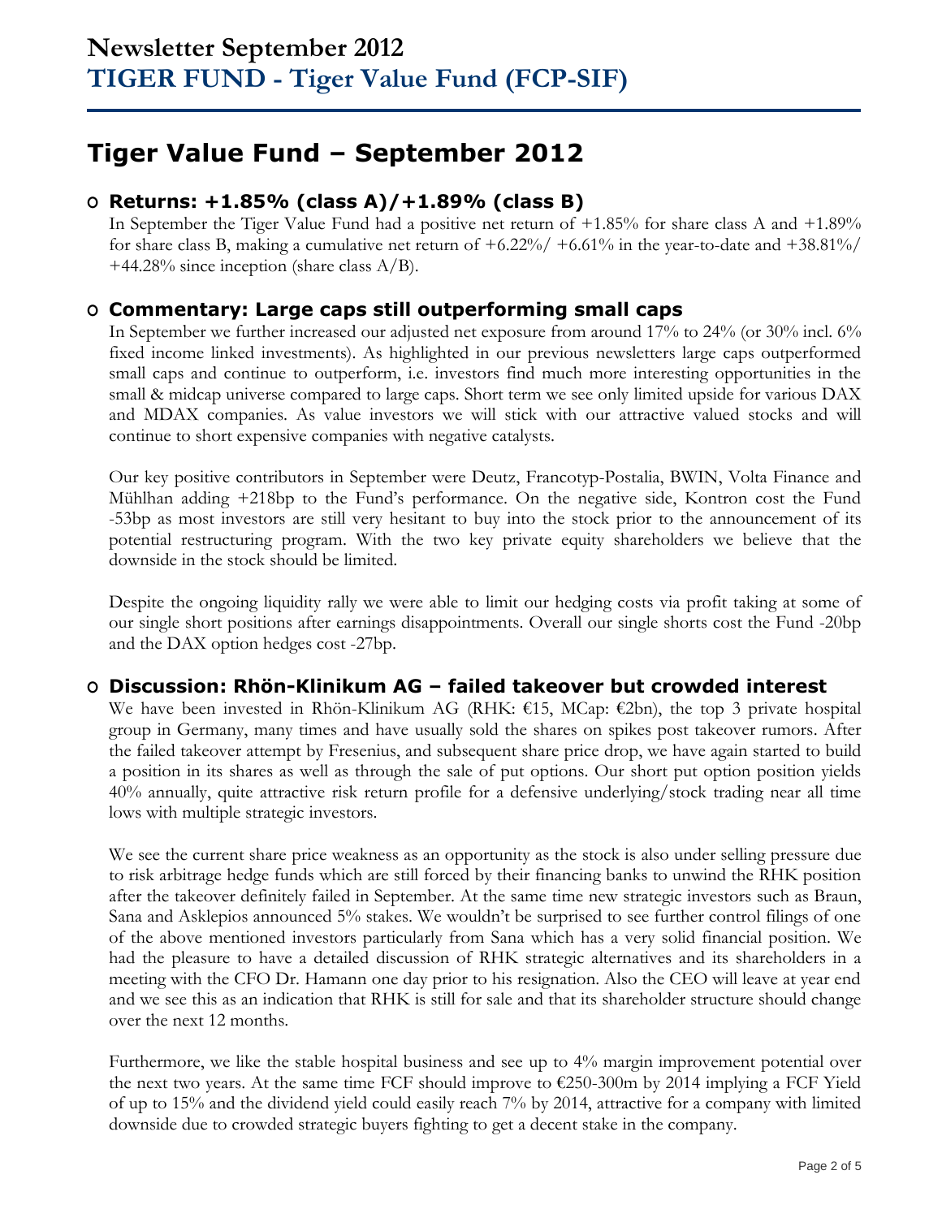# Newsletter September 2012
## TIGER FUND - Tiger Value Fund (FCP-SIF)

# Tiger Value Fund – September 2012

## Returns: +1.85% (class A)/+1.89% (class B)

In September the Tiger Value Fund had a positive net return of +1.85% for share class A and +1.89% for share class B, making a cumulative net return of +6.22%/ +6.61% in the year-to-date and +38.81%/ +44.28% since inception (share class A/B).

## Commentary: Large caps still outperforming small caps

In September we further increased our adjusted net exposure from around 17% to 24% (or 30% incl. 6% fixed income linked investments). As highlighted in our previous newsletters large caps outperformed small caps and continue to outperform, i.e. investors find much more interesting opportunities in the small & midcap universe compared to large caps. Short term we see only limited upside for various DAX and MDAX companies. As value investors we will stick with our attractive valued stocks and will continue to short expensive companies with negative catalysts.

Our key positive contributors in September were Deutz, Francotyp-Postalia, BWIN, Volta Finance and Mühlhan adding +218bp to the Fund's performance. On the negative side, Kontron cost the Fund -53bp as most investors are still very hesitant to buy into the stock prior to the announcement of its potential restructuring program. With the two key private equity shareholders we believe that the downside in the stock should be limited.

Despite the ongoing liquidity rally we were able to limit our hedging costs via profit taking at some of our single short positions after earnings disappointments. Overall our single shorts cost the Fund -20bp and the DAX option hedges cost -27bp.

## Discussion: Rhön-Klinikum AG – failed takeover but crowded interest

We have been invested in Rhön-Klinikum AG (RHK: €15, MCap: €2bn), the top 3 private hospital group in Germany, many times and have usually sold the shares on spikes post takeover rumors. After the failed takeover attempt by Fresenius, and subsequent share price drop, we have again started to build a position in its shares as well as through the sale of put options. Our short put option position yields 40% annually, quite attractive risk return profile for a defensive underlying/stock trading near all time lows with multiple strategic investors.

We see the current share price weakness as an opportunity as the stock is also under selling pressure due to risk arbitrage hedge funds which are still forced by their financing banks to unwind the RHK position after the takeover definitely failed in September. At the same time new strategic investors such as Braun, Sana and Asklepios announced 5% stakes. We wouldn't be surprised to see further control filings of one of the above mentioned investors particularly from Sana which has a very solid financial position. We had the pleasure to have a detailed discussion of RHK strategic alternatives and its shareholders in a meeting with the CFO Dr. Hamann one day prior to his resignation. Also the CEO will leave at year end and we see this as an indication that RHK is still for sale and that its shareholder structure should change over the next 12 months.

Furthermore, we like the stable hospital business and see up to 4% margin improvement potential over the next two years. At the same time FCF should improve to €250-300m by 2014 implying a FCF Yield of up to 15% and the dividend yield could easily reach 7% by 2014, attractive for a company with limited downside due to crowded strategic buyers fighting to get a decent stake in the company.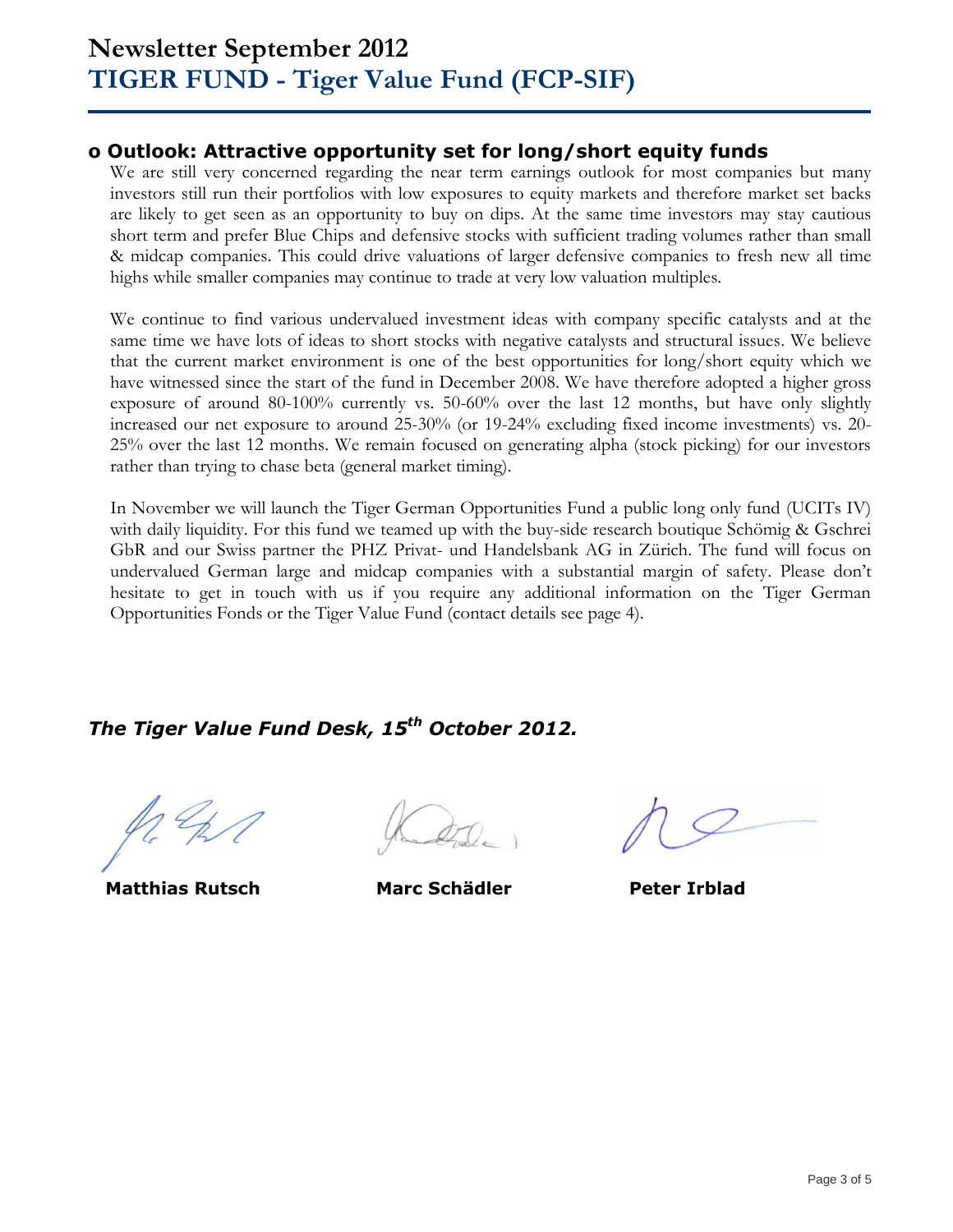# Newsletter September 2012
# TIGER FUND - Tiger Value Fund (FCP-SIF)

## o Outlook: Attractive opportunity set for long/short equity funds

We are still very concerned regarding the near term earnings outlook for most companies but many investors still run their portfolios with low exposures to equity markets and therefore market set backs are likely to get seen as an opportunity to buy on dips. At the same time investors may stay cautious short term and prefer Blue Chips and defensive stocks with sufficient trading volumes rather than small & midcap companies. This could drive valuations of larger defensive companies to fresh new all time highs while smaller companies may continue to trade at very low valuation multiples.

We continue to find various undervalued investment ideas with company specific catalysts and at the same time we have lots of ideas to short stocks with negative catalysts and structural issues. We believe that the current market environment is one of the best opportunities for long/short equity which we have witnessed since the start of the fund in December 2008. We have therefore adopted a higher gross exposure of around 80-100% currently vs. 50-60% over the last 12 months, but have only slightly increased our net exposure to around 25-30% (or 19-24% excluding fixed income investments) vs. 20-25% over the last 12 months. We remain focused on generating alpha (stock picking) for our investors rather than trying to chase beta (general market timing).

In November we will launch the Tiger German Opportunities Fund a public long only fund (UCITs IV) with daily liquidity. For this fund we teamed up with the buy-side research boutique Schömig & Gschrei GbR and our Swiss partner the PHZ Privat- und Handelsbank AG in Zürich. The fund will focus on undervalued German large and midcap companies with a substantial margin of safety. Please don't hesitate to get in touch with us if you require any additional information on the Tiger German Opportunities Fonds or the Tiger Value Fund (contact details see page 4).

***The Tiger Value Fund Desk, 15th October 2012.***

**Matthias Rutsch** **Marc Schädler** **Peter Irblad**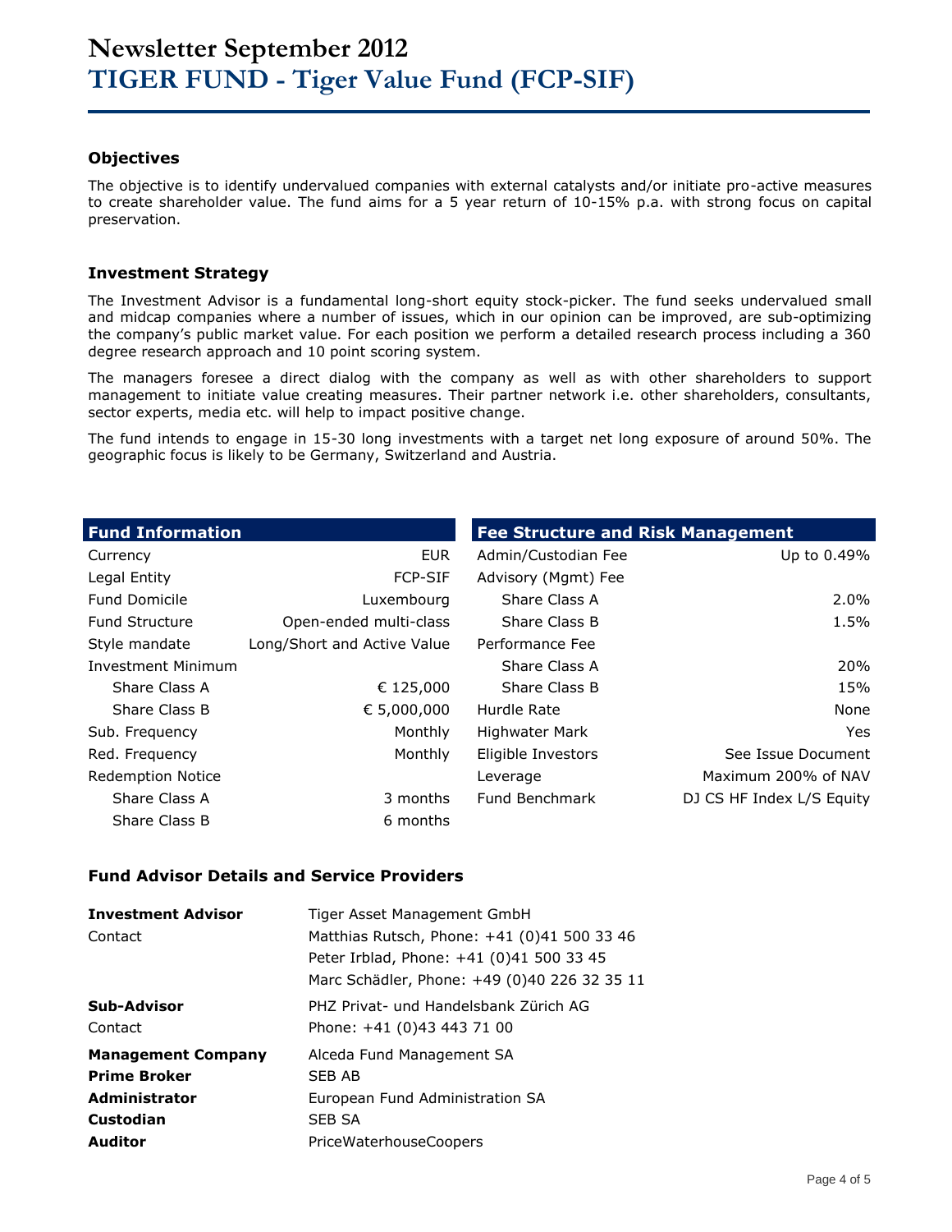# Newsletter September 2012
# TIGER FUND - Tiger Value Fund (FCP-SIF)

### Objectives

The objective is to identify undervalued companies with external catalysts and/or initiate pro-active measures to create shareholder value. The fund aims for a 5 year return of 10-15% p.a. with strong focus on capital preservation.

### Investment Strategy

The Investment Advisor is a fundamental long-short equity stock-picker. The fund seeks undervalued small and midcap companies where a number of issues, which in our opinion can be improved, are sub-optimizing the company's public market value. For each position we perform a detailed research process including a 360 degree research approach and 10 point scoring system.

The managers foresee a direct dialog with the company as well as with other shareholders to support management to initiate value creating measures. Their partner network i.e. other shareholders, consultants, sector experts, media etc. will help to impact positive change.

The fund intends to engage in 15-30 long investments with a target net long exposure of around 50%. The geographic focus is likely to be Germany, Switzerland and Austria.

| Fund Information | |
|---|---|
| Currency | EUR |
| Legal Entity | FCP-SIF |
| Fund Domicile | Luxembourg |
| Fund Structure | Open-ended multi-class |
| Style mandate | Long/Short and Active Value |
| Investment Minimum | |
| Share Class A | € 125,000 |
| Share Class B | € 5,000,000 |
| Sub. Frequency | Monthly |
| Red. Frequency | Monthly |
| Redemption Notice | |
| Share Class A | 3 months |
| Share Class B | 6 months |

| Fee Structure and Risk Management | |
|---|---|
| Admin/Custodian Fee | Up to 0.49% |
| Advisory (Mgmt) Fee | |
| Share Class A | 2.0% |
| Share Class B | 1.5% |
| Performance Fee | |
| Share Class A | 20% |
| Share Class B | 15% |
| Hurdle Rate | None |
| Highwater Mark | Yes |
| Eligible Investors | See Issue Document |
| Leverage | Maximum 200% of NAV |
| Fund Benchmark | DJ CS HF Index L/S Equity |

### Fund Advisor Details and Service Providers

| | |
|---|---|
| **Investment Advisor** | Tiger Asset Management GmbH |
| Contact | Matthias Rutsch, Phone: +41 (0)41 500 33 46 |
| | Peter Irblad, Phone: +41 (0)41 500 33 45 |
| | Marc Schädler, Phone: +49 (0)40 226 32 35 11 |
| **Sub-Advisor** | PHZ Privat- und Handelsbank Zürich AG |
| Contact | Phone: +41 (0)43 443 71 00 |
| **Management Company** | Alceda Fund Management SA |
| **Prime Broker** | SEB AB |
| **Administrator** | European Fund Administration SA |
| **Custodian** | SEB SA |
| **Auditor** | PriceWaterhouseCoopers |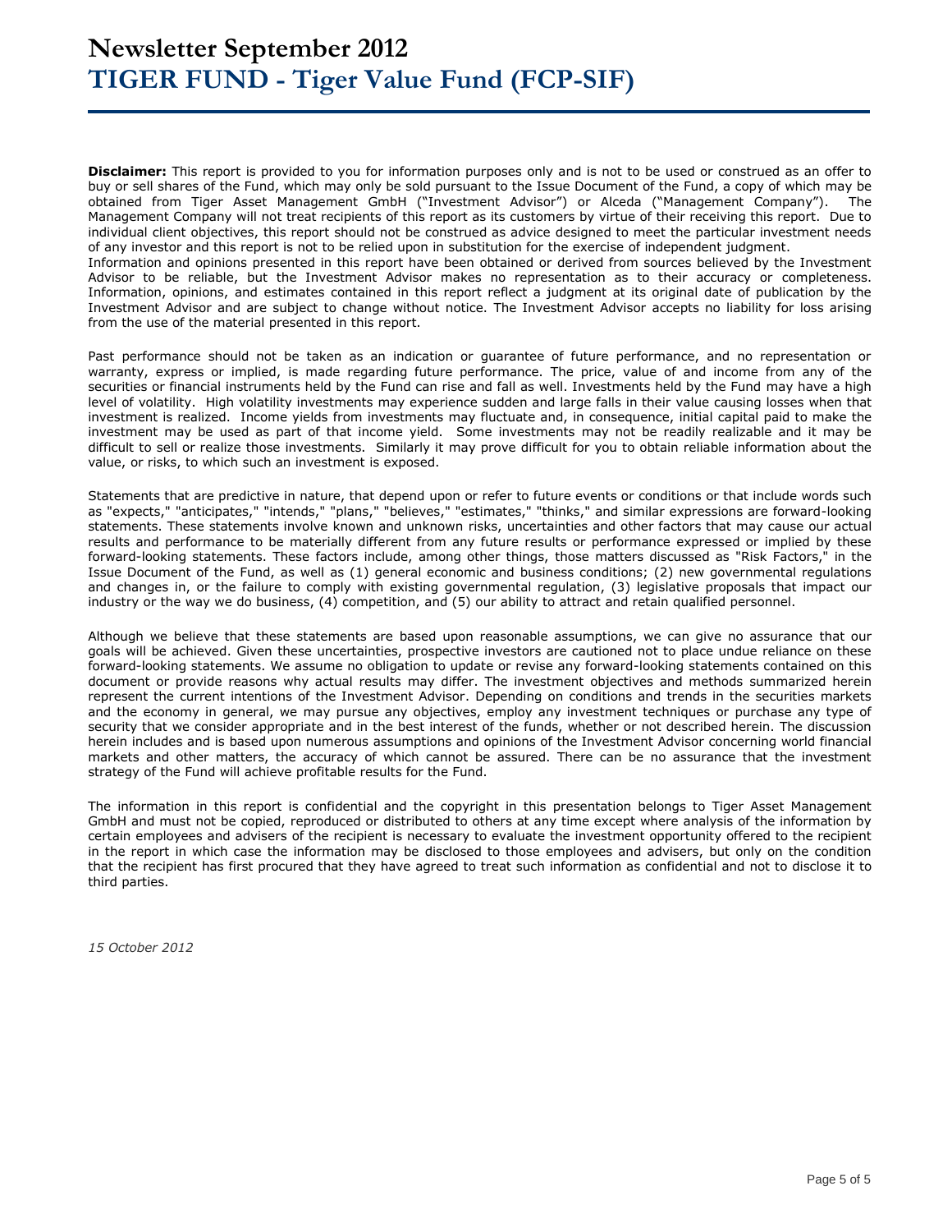# Newsletter September 2012
# TIGER FUND - Tiger Value Fund (FCP-SIF)

**Disclaimer:** This report is provided to you for information purposes only and is not to be used or construed as an offer to buy or sell shares of the Fund, which may only be sold pursuant to the Issue Document of the Fund, a copy of which may be obtained from Tiger Asset Management GmbH ("Investment Advisor") or Alceda ("Management Company"). The Management Company will not treat recipients of this report as its customers by virtue of their receiving this report. Due to individual client objectives, this report should not be construed as advice designed to meet the particular investment needs of any investor and this report is not to be relied upon in substitution for the exercise of independent judgment.
Information and opinions presented in this report have been obtained or derived from sources believed by the Investment Advisor to be reliable, but the Investment Advisor makes no representation as to their accuracy or completeness. Information, opinions, and estimates contained in this report reflect a judgment at its original date of publication by the Investment Advisor and are subject to change without notice. The Investment Advisor accepts no liability for loss arising from the use of the material presented in this report.

Past performance should not be taken as an indication or guarantee of future performance, and no representation or warranty, express or implied, is made regarding future performance. The price, value of and income from any of the securities or financial instruments held by the Fund can rise and fall as well. Investments held by the Fund may have a high level of volatility. High volatility investments may experience sudden and large falls in their value causing losses when that investment is realized. Income yields from investments may fluctuate and, in consequence, initial capital paid to make the investment may be used as part of that income yield. Some investments may not be readily realizable and it may be difficult to sell or realize those investments. Similarly it may prove difficult for you to obtain reliable information about the value, or risks, to which such an investment is exposed.

Statements that are predictive in nature, that depend upon or refer to future events or conditions or that include words such as "expects," "anticipates," "intends," "plans," "believes," "estimates," "thinks," and similar expressions are forward-looking statements. These statements involve known and unknown risks, uncertainties and other factors that may cause our actual results and performance to be materially different from any future results or performance expressed or implied by these forward-looking statements. These factors include, among other things, those matters discussed as "Risk Factors," in the Issue Document of the Fund, as well as (1) general economic and business conditions; (2) new governmental regulations and changes in, or the failure to comply with existing governmental regulation, (3) legislative proposals that impact our industry or the way we do business, (4) competition, and (5) our ability to attract and retain qualified personnel.

Although we believe that these statements are based upon reasonable assumptions, we can give no assurance that our goals will be achieved. Given these uncertainties, prospective investors are cautioned not to place undue reliance on these forward-looking statements. We assume no obligation to update or revise any forward-looking statements contained on this document or provide reasons why actual results may differ. The investment objectives and methods summarized herein represent the current intentions of the Investment Advisor. Depending on conditions and trends in the securities markets and the economy in general, we may pursue any objectives, employ any investment techniques or purchase any type of security that we consider appropriate and in the best interest of the funds, whether or not described herein. The discussion herein includes and is based upon numerous assumptions and opinions of the Investment Advisor concerning world financial markets and other matters, the accuracy of which cannot be assured. There can be no assurance that the investment strategy of the Fund will achieve profitable results for the Fund.

The information in this report is confidential and the copyright in this presentation belongs to Tiger Asset Management GmbH and must not be copied, reproduced or distributed to others at any time except where analysis of the information by certain employees and advisers of the recipient is necessary to evaluate the investment opportunity offered to the recipient in the report in which case the information may be disclosed to those employees and advisers, but only on the condition that the recipient has first procured that they have agreed to treat such information as confidential and not to disclose it to third parties.

*15 October 2012*